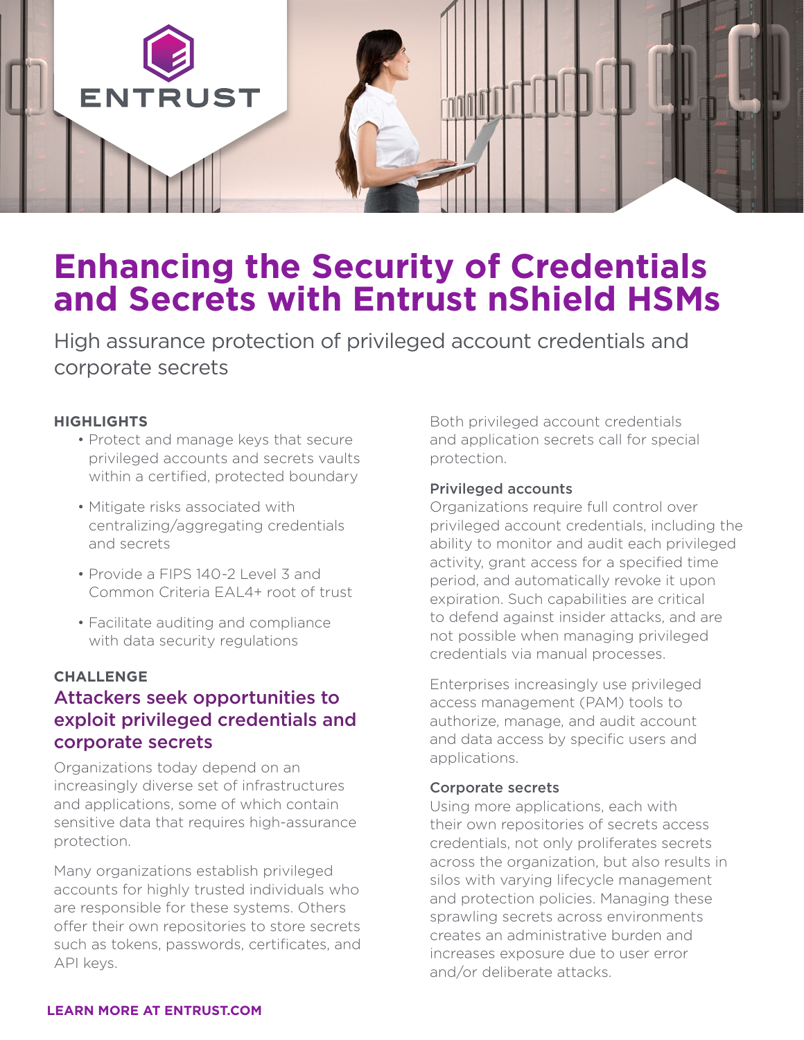# Enhancing the Security of Credentials and Secrets with Entrust nShield HSMs

High assurance protection of privileged account credentials and corporate secrets

**HIGHLIGHTS**

- Protect and manage keys that secure privileged accounts and secrets vaults within a certified, protected boundary
- Mitigate risks associated with centralizing/aggregating credentials and secrets
- Provide a FIPS 140-2 Level 3 and Common Criteria EAL4+ root of trust
- Facilitate auditing and compliance with data security regulations

**CHALLENGE**

## Attackers seek opportunities to exploit privileged credentials and corporate secrets

Organizations today depend on an increasingly diverse set of infrastructures and applications, some of which contain sensitive data that requires high-assurance protection.

Many organizations establish privileged accounts for highly trusted individuals who are responsible for these systems. Others offer their own repositories to store secrets such as tokens, passwords, certificates, and API keys.

Both privileged account credentials and application secrets call for special protection.

### Privileged accounts

Organizations require full control over privileged account credentials, including the ability to monitor and audit each privileged activity, grant access for a specified time period, and automatically revoke it upon expiration. Such capabilities are critical to defend against insider attacks, and are not possible when managing privileged credentials via manual processes.

Enterprises increasingly use privileged access management (PAM) tools to authorize, manage, and audit account and data access by specific users and applications.

### Corporate secrets

Using more applications, each with their own repositories of secrets access credentials, not only proliferates secrets across the organization, but also results in silos with varying lifecycle management and protection policies. Managing these sprawling secrets across environments creates an administrative burden and increases exposure due to user error and/or deliberate attacks.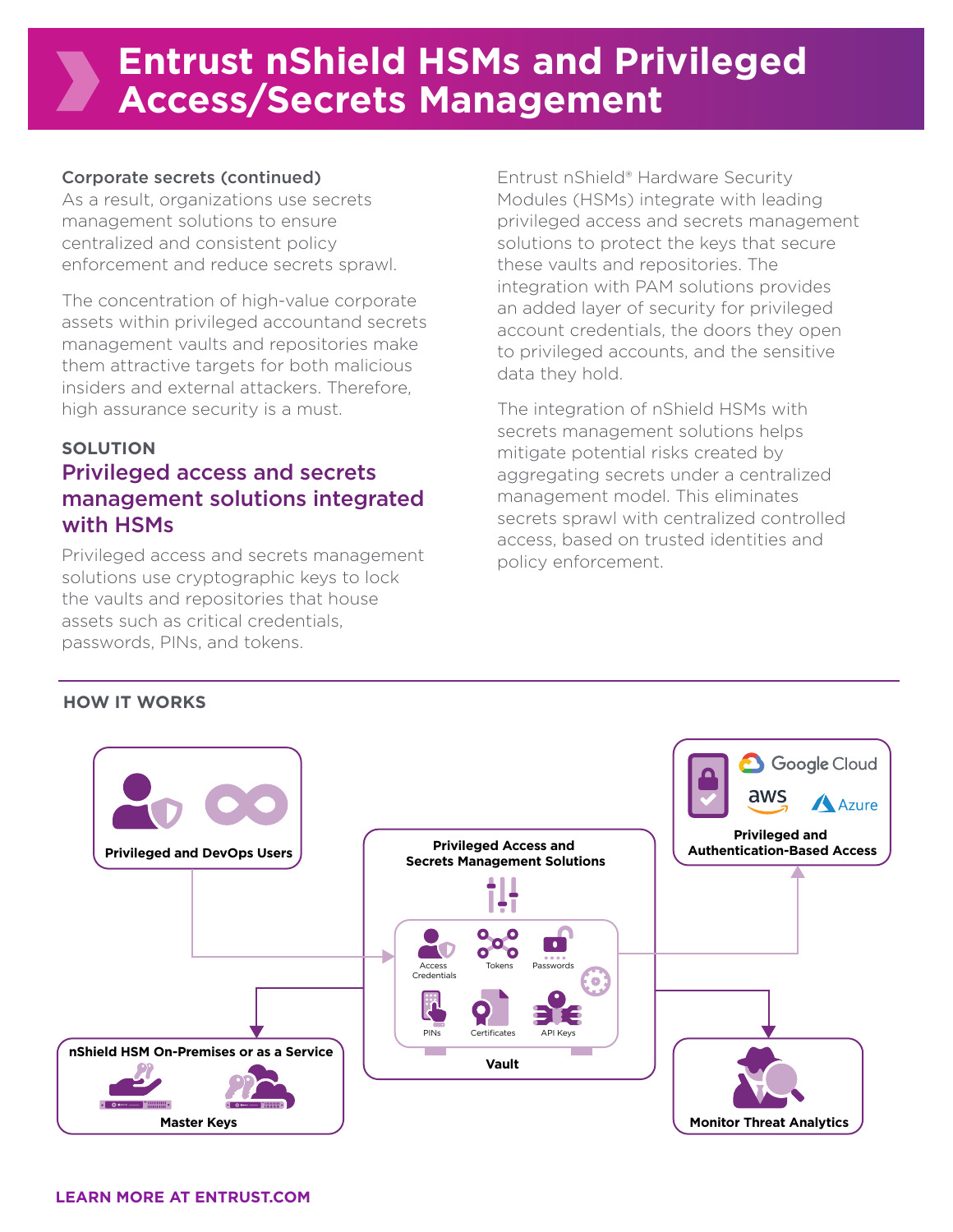# Entrust nShield HSMs and Privileged Access/Secrets Management

**Corporate secrets (continued)**

As a result, organizations use secrets management solutions to ensure centralized and consistent policy enforcement and reduce secrets sprawl.

The concentration of high-value corporate assets within privileged accountand secrets management vaults and repositories make them attractive targets for both malicious insiders and external attackers. Therefore, high assurance security is a must.

**SOLUTION**

## Privileged access and secrets management solutions integrated with HSMs

Privileged access and secrets management solutions use cryptographic keys to lock the vaults and repositories that house assets such as critical credentials, passwords, PINs, and tokens.

Entrust nShield® Hardware Security Modules (HSMs) integrate with leading privileged access and secrets management solutions to protect the keys that secure these vaults and repositories. The integration with PAM solutions provides an added layer of security for privileged account credentials, the doors they open to privileged accounts, and the sensitive data they hold.

The integration of nShield HSMs with secrets management solutions helps mitigate potential risks created by aggregating secrets under a centralized management model. This eliminates secrets sprawl with centralized controlled access, based on trusted identities and policy enforcement.

**HOW IT WORKS**

Privileged and DevOps Users

Privileged Access and Secrets Management Solutions

Access Credentials, Tokens, Passwords, PINs, Certificates, API Keys

Vault

Google Cloud, aws, Azure

Privileged and Authentication-Based Access

nShield HSM On-Premises or as a Service

Master Keys

Monitor Threat Analytics

**LEARN MORE AT ENTRUST.COM**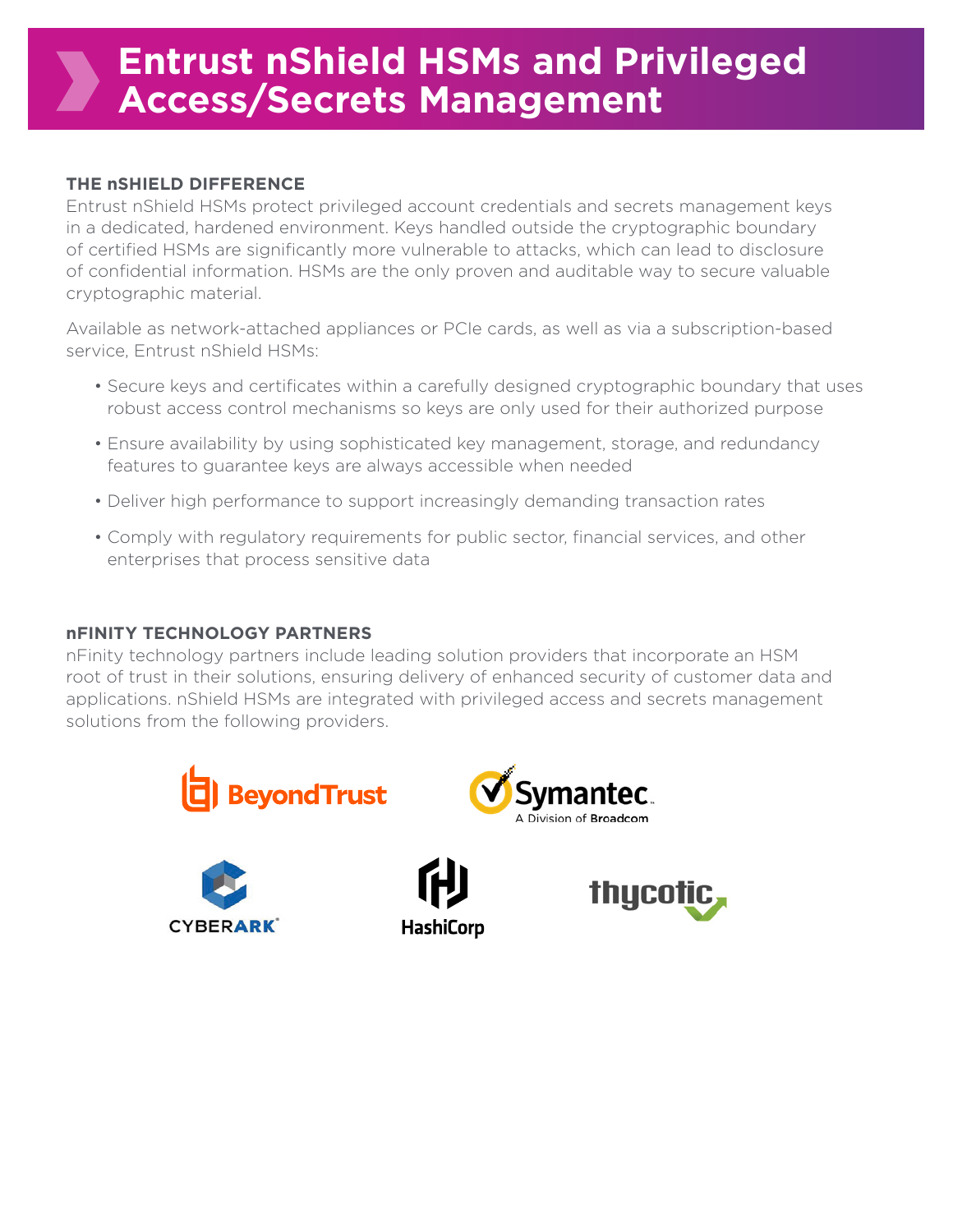# Entrust nShield HSMs and Privileged Access/Secrets Management

## THE nSHIELD DIFFERENCE

Entrust nShield HSMs protect privileged account credentials and secrets management keys in a dedicated, hardened environment. Keys handled outside the cryptographic boundary of certified HSMs are significantly more vulnerable to attacks, which can lead to disclosure of confidential information. HSMs are the only proven and auditable way to secure valuable cryptographic material.

Available as network-attached appliances or PCIe cards, as well as via a subscription-based service, Entrust nShield HSMs:

- Secure keys and certificates within a carefully designed cryptographic boundary that uses robust access control mechanisms so keys are only used for their authorized purpose
- Ensure availability by using sophisticated key management, storage, and redundancy features to guarantee keys are always accessible when needed
- Deliver high performance to support increasingly demanding transaction rates
- Comply with regulatory requirements for public sector, financial services, and other enterprises that process sensitive data

## nFINITY TECHNOLOGY PARTNERS

nFinity technology partners include leading solution providers that incorporate an HSM root of trust in their solutions, ensuring delivery of enhanced security of customer data and applications. nShield HSMs are integrated with privileged access and secrets management solutions from the following providers.

BeyondTrust

Symantec. A Division of Broadcom

CYBERARK

HashiCorp

thycotic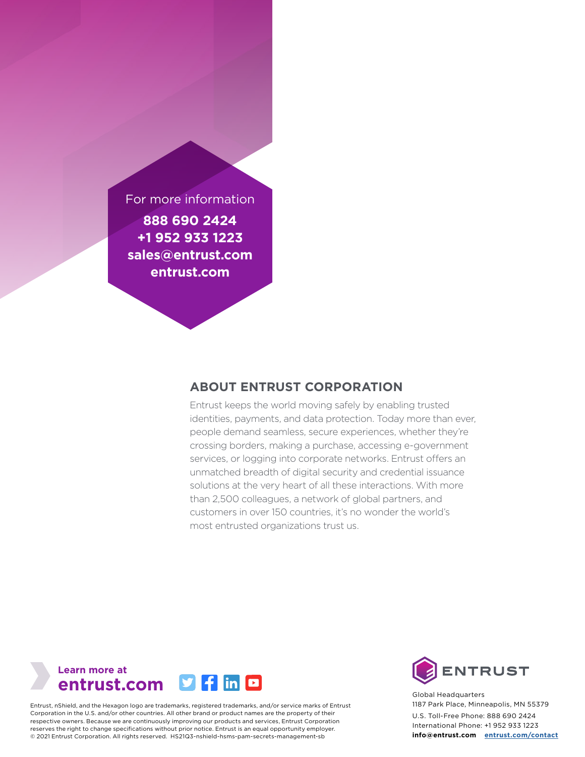For more information

**888 690 2424**
**+1 952 933 1223**
**sales@entrust.com**
**entrust.com**

## ABOUT ENTRUST CORPORATION

Entrust keeps the world moving safely by enabling trusted identities, payments, and data protection. Today more than ever, people demand seamless, secure experiences, whether they're crossing borders, making a purchase, accessing e-government services, or logging into corporate networks. Entrust offers an unmatched breadth of digital security and credential issuance solutions at the very heart of all these interactions. With more than 2,500 colleagues, a network of global partners, and customers in over 150 countries, it's no wonder the world's most entrusted organizations trust us.

**Learn more at**
**entrust.com**

Entrust, nShield, and the Hexagon logo are trademarks, registered trademarks, and/or service marks of Entrust Corporation in the U.S. and/or other countries. All other brand or product names are the property of their respective owners. Because we are continuously improving our products and services, Entrust Corporation reserves the right to change specifications without prior notice. Entrust is an equal opportunity employer. © 2021 Entrust Corporation. All rights reserved. HS21Q3-nshield-hsms-pam-secrets-management-sb

ENTRUST

Global Headquarters
1187 Park Place, Minneapolis, MN 55379
U.S. Toll-Free Phone: 888 690 2424
International Phone: +1 952 933 1223
**info@entrust.com** entrust.com/contact